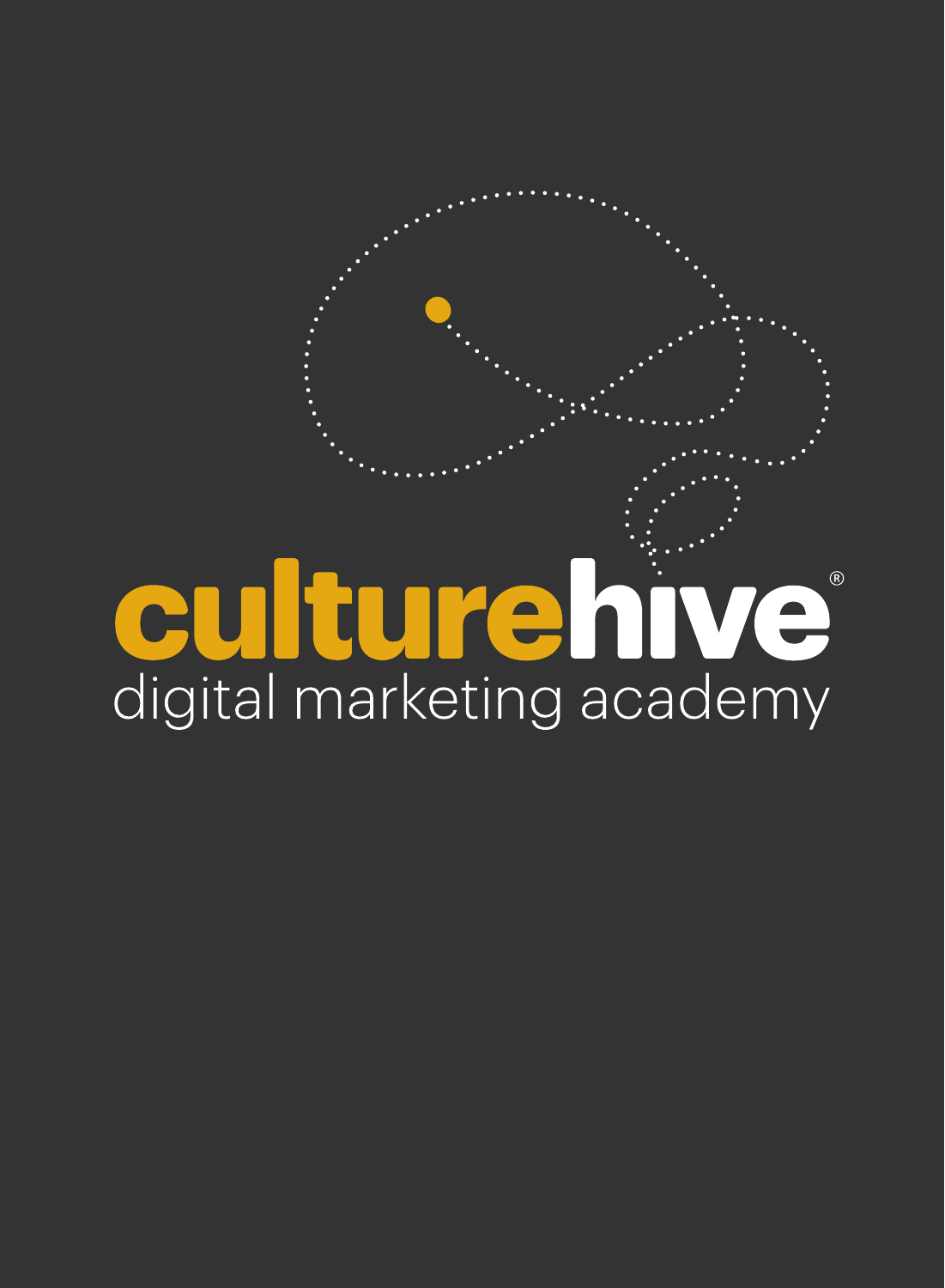# culturehive®

digital marketing academy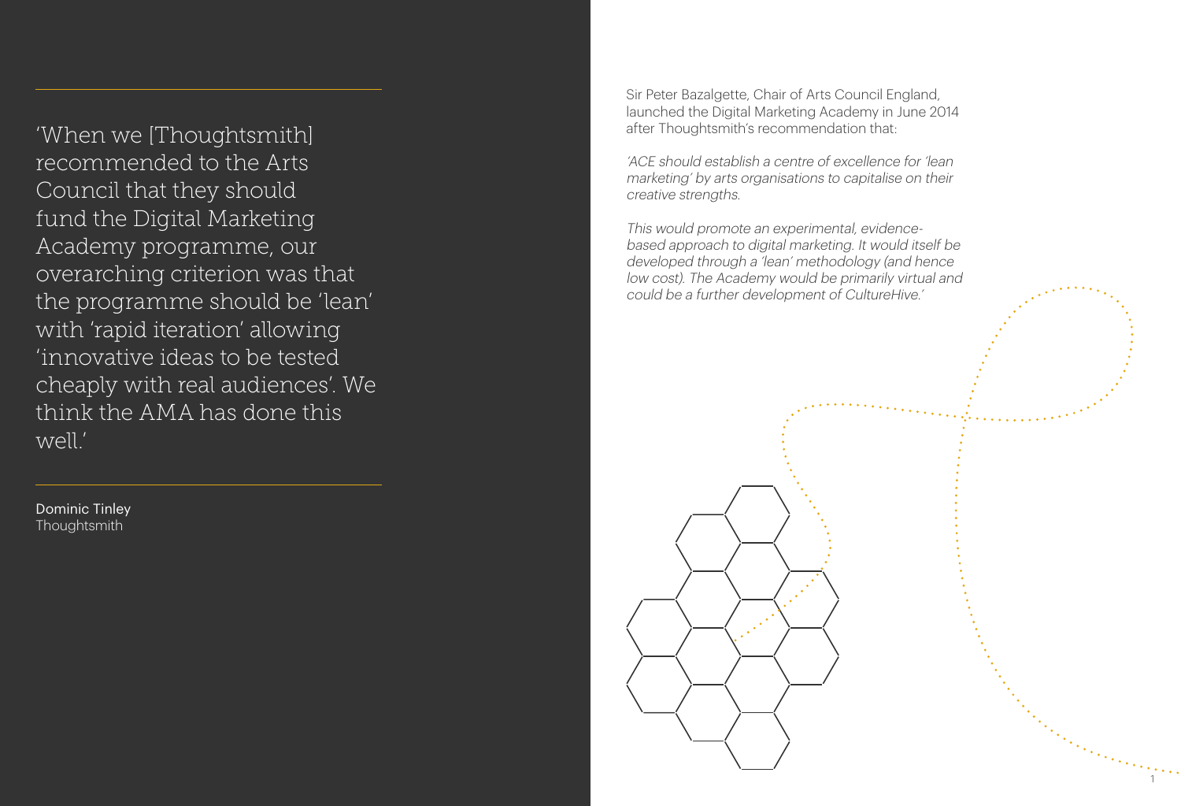'When we [Thoughtsmith] recommended to the Arts Council that they should fund the Digital Marketing Academy programme, our overarching criterion was that the programme should be 'lean' with 'rapid iteration' allowing 'innovative ideas to be tested cheaply with real audiences'. We think the AMA has done this well.'

Dominic Tinley
Thoughtsmith

Sir Peter Bazalgette, Chair of Arts Council England, launched the Digital Marketing Academy in June 2014 after Thoughtsmith's recommendation that:

*'ACE should establish a centre of excellence for 'lean marketing' by arts organisations to capitalise on their creative strengths.*

*This would promote an experimental, evidence-based approach to digital marketing. It would itself be developed through a 'lean' methodology (and hence low cost). The Academy would be primarily virtual and could be a further development of CultureHive.'*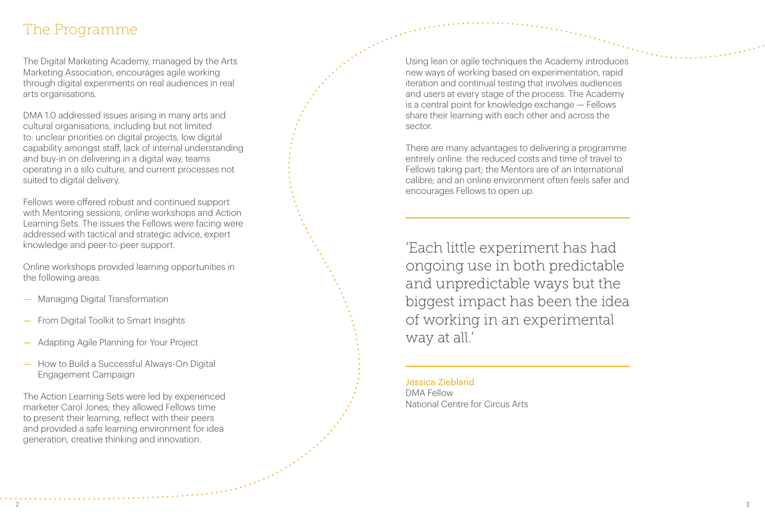# The Programme

The Digital Marketing Academy, managed by the Arts Marketing Association, encourages agile working through digital experiments on real audiences in real arts organisations.

DMA 1.0 addressed issues arising in many arts and cultural organisations, including but not limited to: unclear priorities on digital projects, low digital capability amongst staff, lack of internal understanding and buy-in on delivering in a digital way, teams operating in a silo culture, and current processes not suited to digital delivery.

Fellows were offered robust and continued support with Mentoring sessions, online workshops and Action Learning Sets. The issues the Fellows were facing were addressed with tactical and strategic advice, expert knowledge and peer-to-peer support.

Online workshops provided learning opportunities in the following areas:

- Managing Digital Transformation
- From Digital Toolkit to Smart Insights
- Adapting Agile Planning for Your Project
- How to Build a Successful Always-On Digital Engagement Campaign

The Action Learning Sets were led by experienced marketer Carol Jones; they allowed Fellows time to present their learning, reflect with their peers and provided a safe learning environment for idea generation, creative thinking and innovation.

Using lean or agile techniques the Academy introduces new ways of working based on experimentation, rapid iteration and continual testing that involves audiences and users at every stage of the process. The Academy is a central point for knowledge exchange — Fellows share their learning with each other and across the sector.

There are many advantages to delivering a programme entirely online: the reduced costs and time of travel to Fellows taking part; the Mentors are of an international calibre; and an online environment often feels safer and encourages Fellows to open up.

> 'Each little experiment has had ongoing use in both predictable and unpredictable ways but the biggest impact has been the idea of working in an experimental way at all.'

Jessica Ziebland
DMA Fellow
National Centre for Circus Arts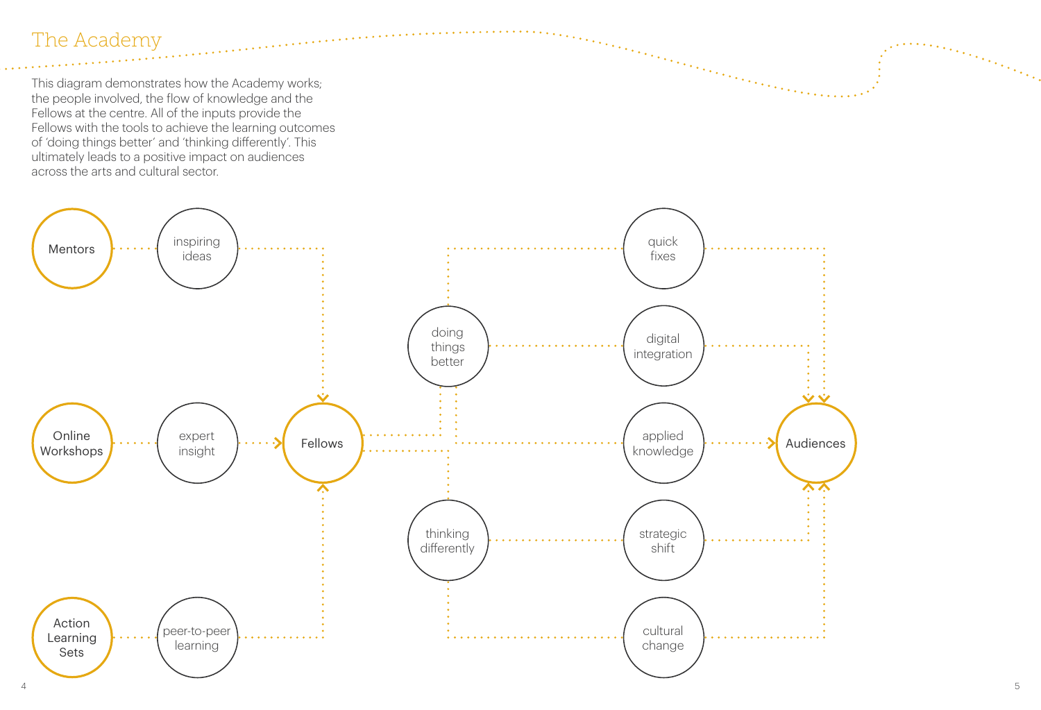# The Academy

This diagram demonstrates how the Academy works; the people involved, the flow of knowledge and the Fellows at the centre. All of the inputs provide the Fellows with the tools to achieve the learning outcomes of 'doing things better' and 'thinking differently'. This ultimately leads to a positive impact on audiences across the arts and cultural sector.

Mentors → inspiring ideas → Fellows

Online Workshops → expert insight → Fellows

Action Learning Sets → peer-to-peer learning → Fellows

Fellows → doing things better → quick fixes, digital integration, applied knowledge → Audiences

Fellows → thinking differently → applied knowledge, strategic shift, cultural change → Audiences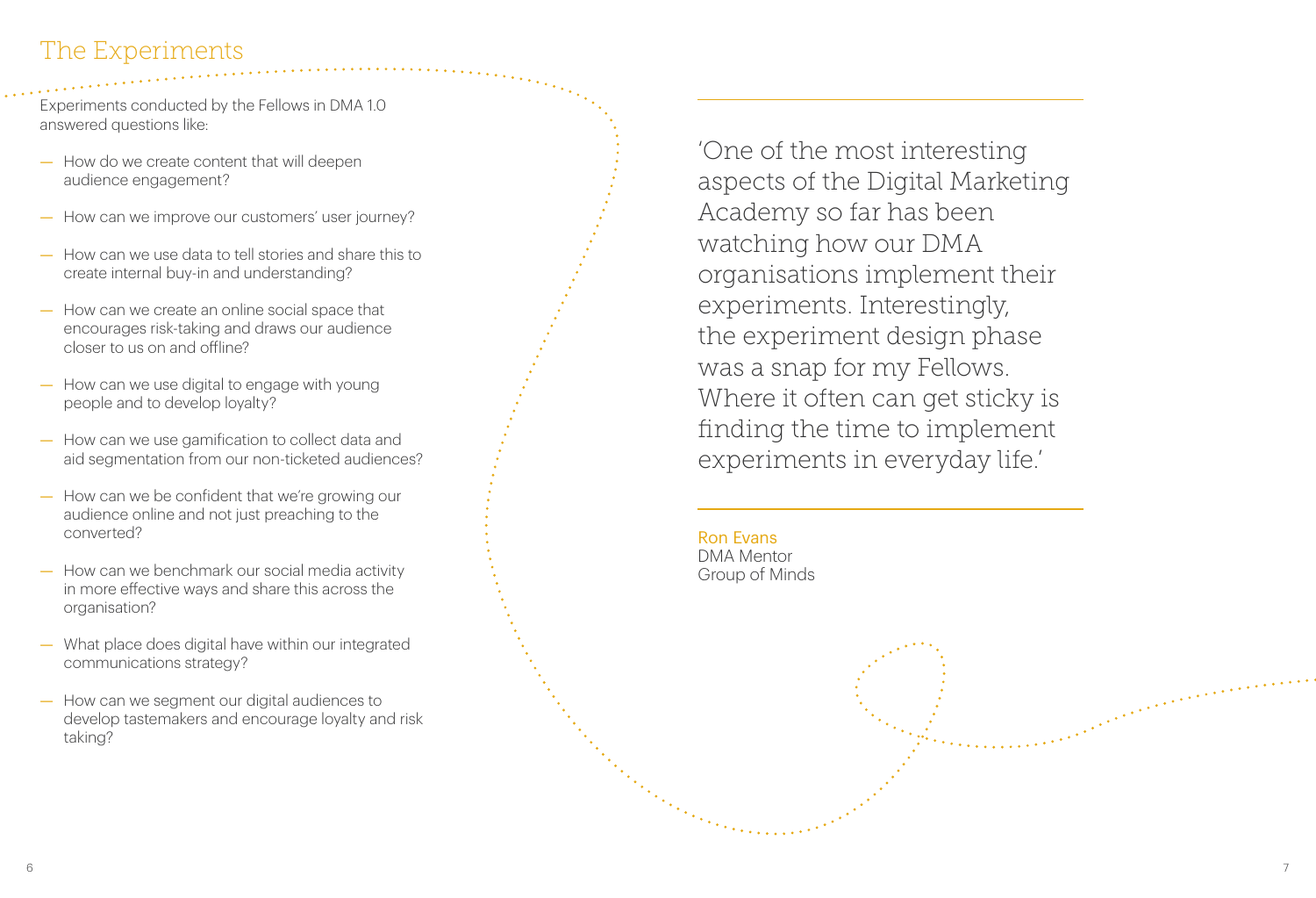## The Experiments

Experiments conducted by the Fellows in DMA 1.0 answered questions like:

- How do we create content that will deepen audience engagement?
- How can we improve our customers' user journey?
- How can we use data to tell stories and share this to create internal buy-in and understanding?
- How can we create an online social space that encourages risk-taking and draws our audience closer to us on and offline?
- How can we use digital to engage with young people and to develop loyalty?
- How can we use gamification to collect data and aid segmentation from our non-ticketed audiences?
- How can we be confident that we're growing our audience online and not just preaching to the converted?
- How can we benchmark our social media activity in more effective ways and share this across the organisation?
- What place does digital have within our integrated communications strategy?
- How can we segment our digital audiences to develop tastemakers and encourage loyalty and risk taking?

> 'One of the most interesting aspects of the Digital Marketing Academy so far has been watching how our DMA organisations implement their experiments. Interestingly, the experiment design phase was a snap for my Fellows. Where it often can get sticky is finding the time to implement experiments in everyday life.'

Ron Evans
DMA Mentor
Group of Minds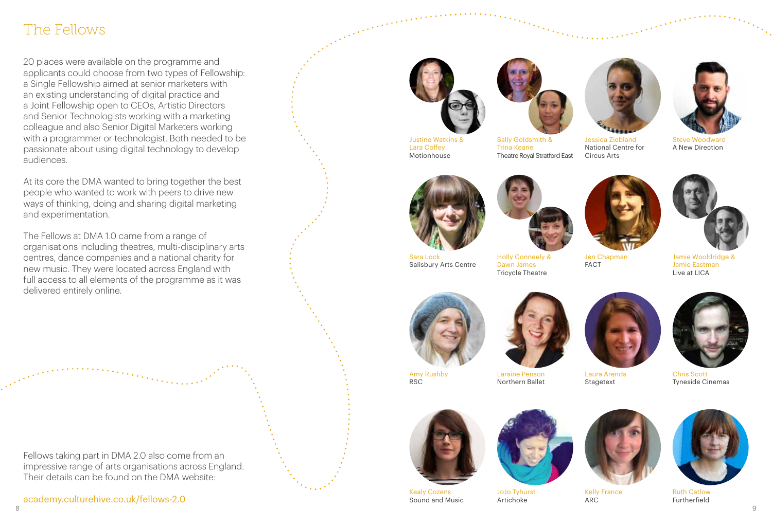# The Fellows

20 places were available on the programme and applicants could choose from two types of Fellowship: a Single Fellowship aimed at senior marketers with an existing understanding of digital practice and a Joint Fellowship open to CEOs, Artistic Directors and Senior Technologists working with a marketing colleague and also Senior Digital Marketers working with a programmer or technologist. Both needed to be passionate about using digital technology to develop audiences.

At its core the DMA wanted to bring together the best people who wanted to work with peers to drive new ways of thinking, doing and sharing digital marketing and experimentation.

The Fellows at DMA 1.0 came from a range of organisations including theatres, multi-disciplinary arts centres, dance companies and a national charity for new music. They were located across England with full access to all elements of the programme as it was delivered entirely online.

Fellows taking part in DMA 2.0 also come from an impressive range of arts organisations across England. Their details can be found on the DMA website:

academy.culturehive.co.uk/fellows-2.0

Justine Watkins & Lara Coffey
Motionhouse

Sally Goldsmith & Trina Keane
Theatre Royal Stratford East

Jessica Ziebland
National Centre for Circus Arts

Steve Woodward
A New Direction

Sara Lock
Salisbury Arts Centre

Holly Conneely & Dawn James
Tricycle Theatre

Jen Chapman
FACT

Jamie Wooldridge & Jamie Eastman
Live at LICA

Amy Rushby
RSC

Laraine Penson
Northern Ballet

Laura Arends
Stagetext

Chris Scott
Tyneside Cinemas

Kealy Cozens
Sound and Music

JoJo Tyhurst
Artichoke

Kelly France
ARC

Ruth Catlow
Furtherfield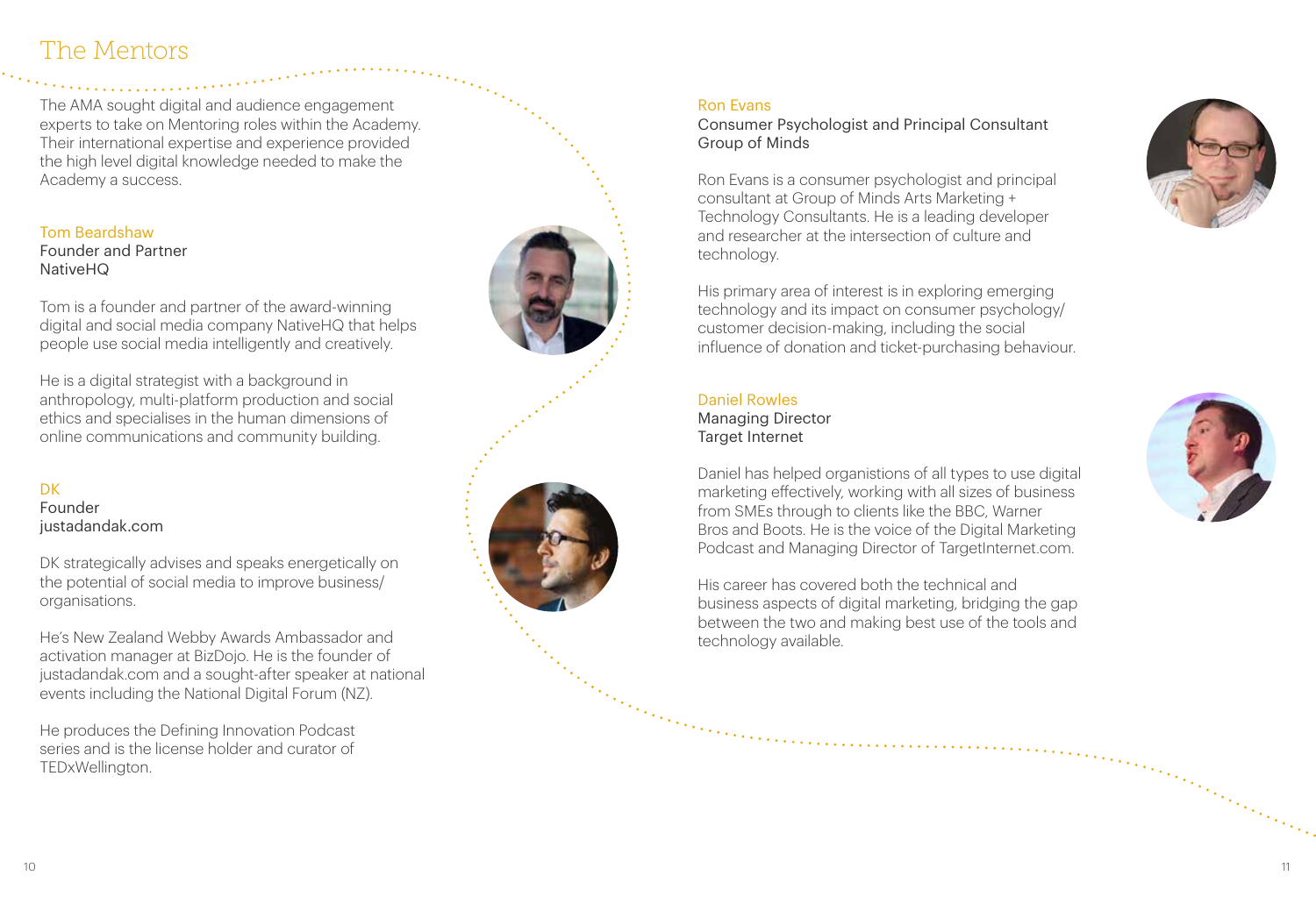# The Mentors

The AMA sought digital and audience engagement experts to take on Mentoring roles within the Academy. Their international expertise and experience provided the high level digital knowledge needed to make the Academy a success.

### Tom Beardshaw

Founder and Partner
NativeHQ

Tom is a founder and partner of the award-winning digital and social media company NativeHQ that helps people use social media intelligently and creatively.

He is a digital strategist with a background in anthropology, multi-platform production and social ethics and specialises in the human dimensions of online communications and community building.

### DK

Founder
justadandak.com

DK strategically advises and speaks energetically on the potential of social media to improve business/ organisations.

He's New Zealand Webby Awards Ambassador and activation manager at BizDojo. He is the founder of justadandak.com and a sought-after speaker at national events including the National Digital Forum (NZ).

He produces the Defining Innovation Podcast series and is the license holder and curator of TEDxWellington.

### Ron Evans

Consumer Psychologist and Principal Consultant
Group of Minds

Ron Evans is a consumer psychologist and principal consultant at Group of Minds Arts Marketing + Technology Consultants. He is a leading developer and researcher at the intersection of culture and technology.

His primary area of interest is in exploring emerging technology and its impact on consumer psychology/ customer decision-making, including the social influence of donation and ticket-purchasing behaviour.

### Daniel Rowles

Managing Director
Target Internet

Daniel has helped organistions of all types to use digital marketing effectively, working with all sizes of business from SMEs through to clients like the BBC, Warner Bros and Boots. He is the voice of the Digital Marketing Podcast and Managing Director of TargetInternet.com.

His career has covered both the technical and business aspects of digital marketing, bridging the gap between the two and making best use of the tools and technology available.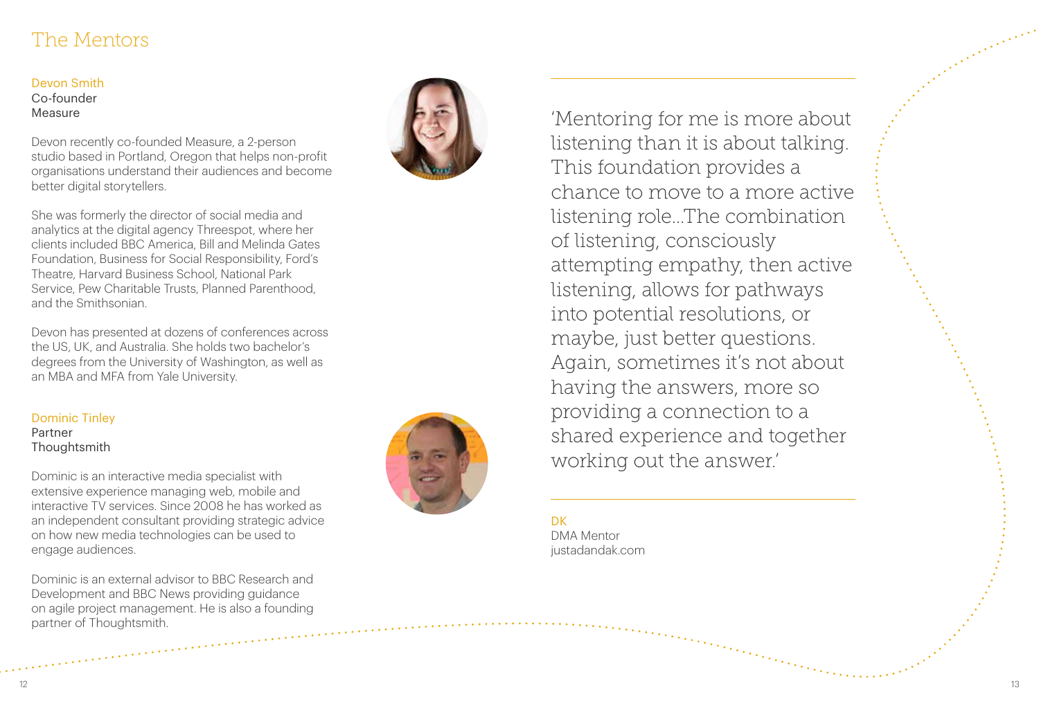# The Mentors

**Devon Smith**
Co-founder
Measure

Devon recently co-founded Measure, a 2-person studio based in Portland, Oregon that helps non-profit organisations understand their audiences and become better digital storytellers.

She was formerly the director of social media and analytics at the digital agency Threespot, where her clients included BBC America, Bill and Melinda Gates Foundation, Business for Social Responsibility, Ford's Theatre, Harvard Business School, National Park Service, Pew Charitable Trusts, Planned Parenthood, and the Smithsonian.

Devon has presented at dozens of conferences across the US, UK, and Australia. She holds two bachelor's degrees from the University of Washington, as well as an MBA and MFA from Yale University.

**Dominic Tinley**
Partner
Thoughtsmith

Dominic is an interactive media specialist with extensive experience managing web, mobile and interactive TV services. Since 2008 he has worked as an independent consultant providing strategic advice on how new media technologies can be used to engage audiences.

Dominic is an external advisor to BBC Research and Development and BBC News providing guidance on agile project management. He is also a founding partner of Thoughtsmith.

> 'Mentoring for me is more about listening than it is about talking. This foundation provides a chance to move to a more active listening role...The combination of listening, consciously attempting empathy, then active listening, allows for pathways into potential resolutions, or maybe, just better questions. Again, sometimes it's not about having the answers, more so providing a connection to a shared experience and together working out the answer.'

DK
DMA Mentor
justadandak.com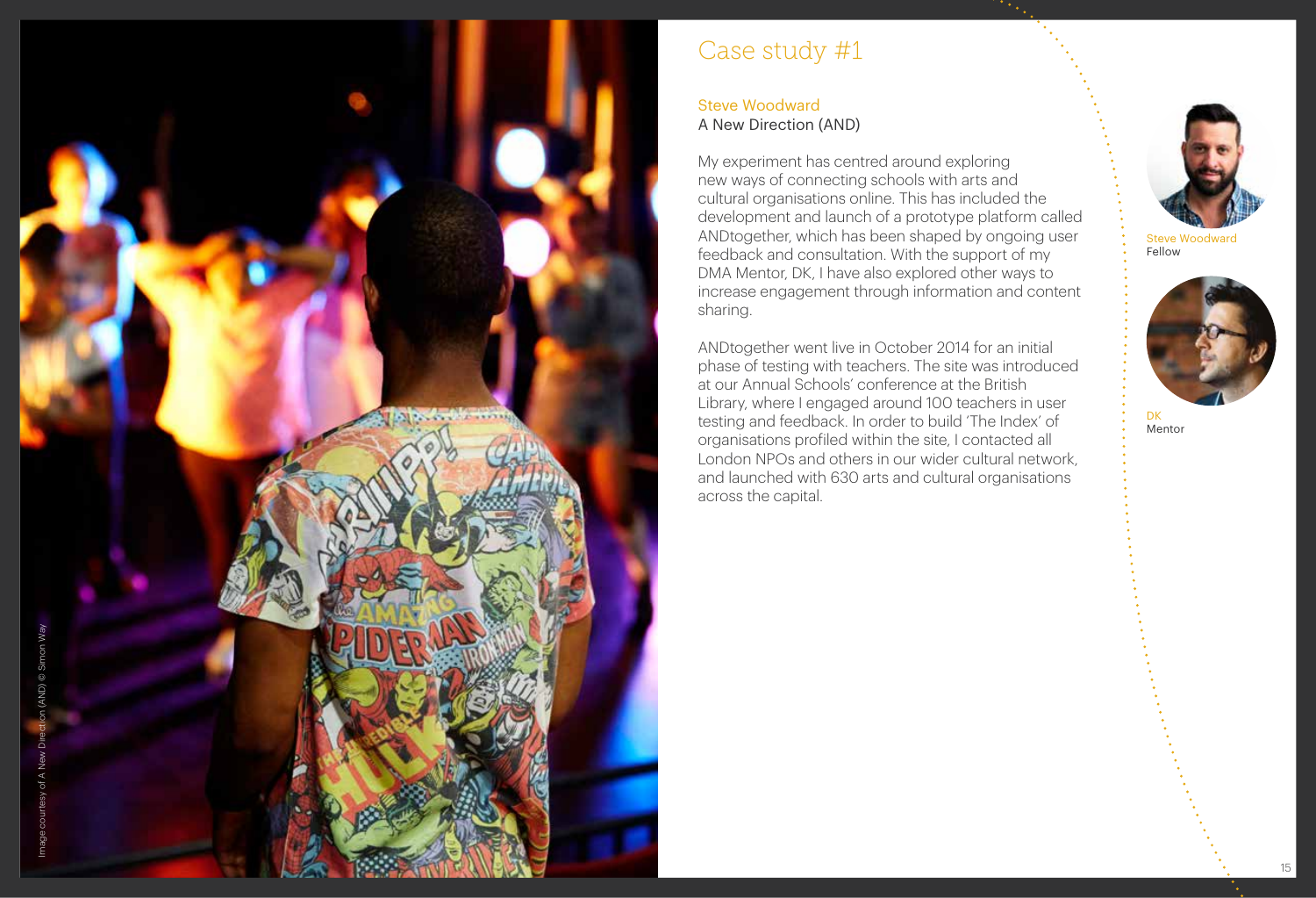Image courtesy of A New Direction (AND) © Simon Way

# Case study #1

Steve Woodward
A New Direction (AND)

My experiment has centred around exploring new ways of connecting schools with arts and cultural organisations online. This has included the development and launch of a prototype platform called ANDtogether, which has been shaped by ongoing user feedback and consultation. With the support of my DMA Mentor, DK, I have also explored other ways to increase engagement through information and content sharing.

ANDtogether went live in October 2014 for an initial phase of testing with teachers. The site was introduced at our Annual Schools' conference at the British Library, where I engaged around 100 teachers in user testing and feedback. In order to build 'The Index' of organisations profiled within the site, I contacted all London NPOs and others in our wider cultural network, and launched with 630 arts and cultural organisations across the capital.

Steve Woodward
Fellow

DK
Mentor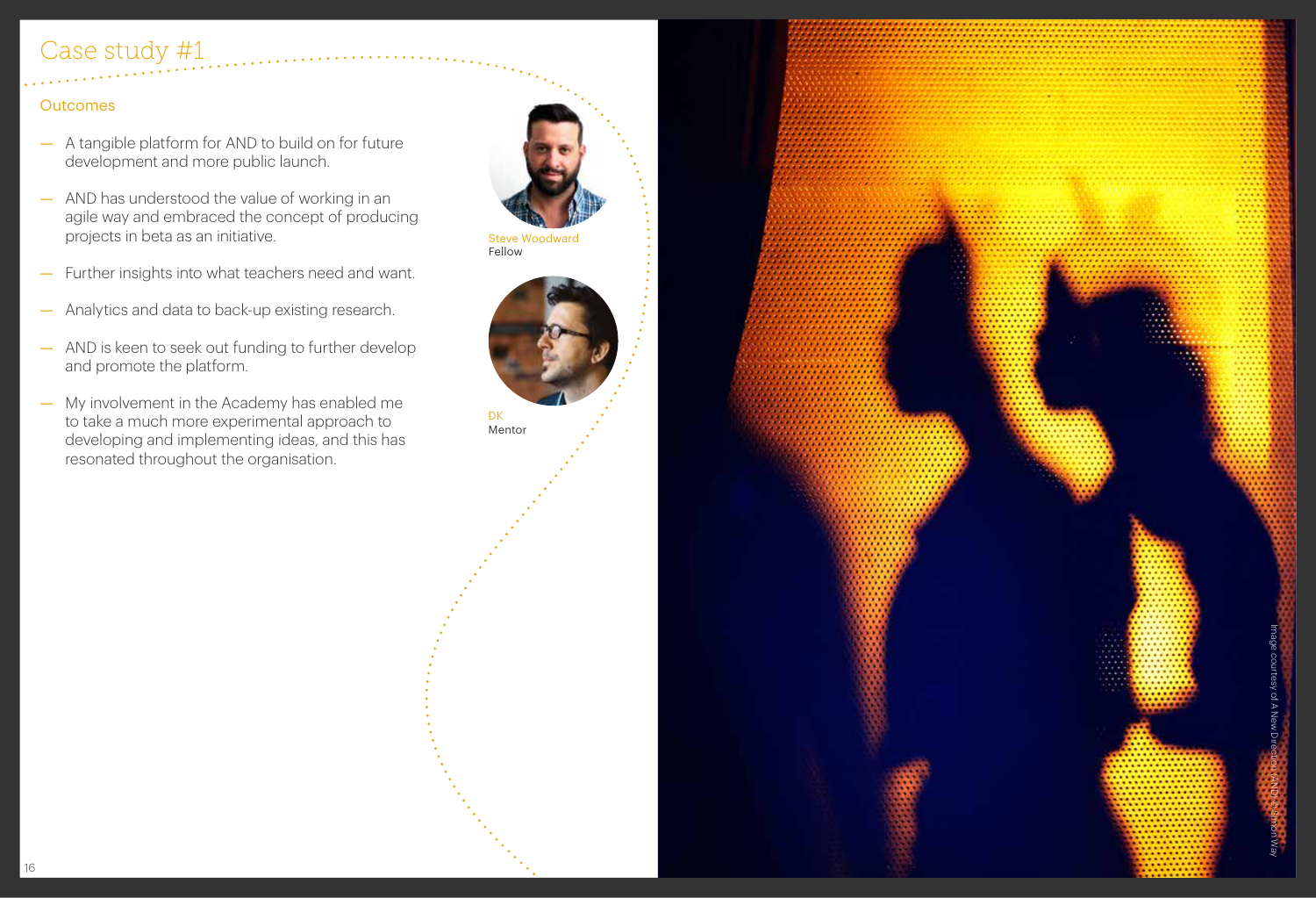# Case study #1

## Outcomes

- A tangible platform for AND to build on for future development and more public launch.
- AND has understood the value of working in an agile way and embraced the concept of producing projects in beta as an initiative.
- Further insights into what teachers need and want.
- Analytics and data to back-up existing research.
- AND is keen to seek out funding to further develop and promote the platform.
- My involvement in the Academy has enabled me to take a much more experimental approach to developing and implementing ideas, and this has resonated throughout the organisation.

Steve Woodward
Fellow

DK
Mentor

Image courtesy of A New Direction (AND) © Simon Way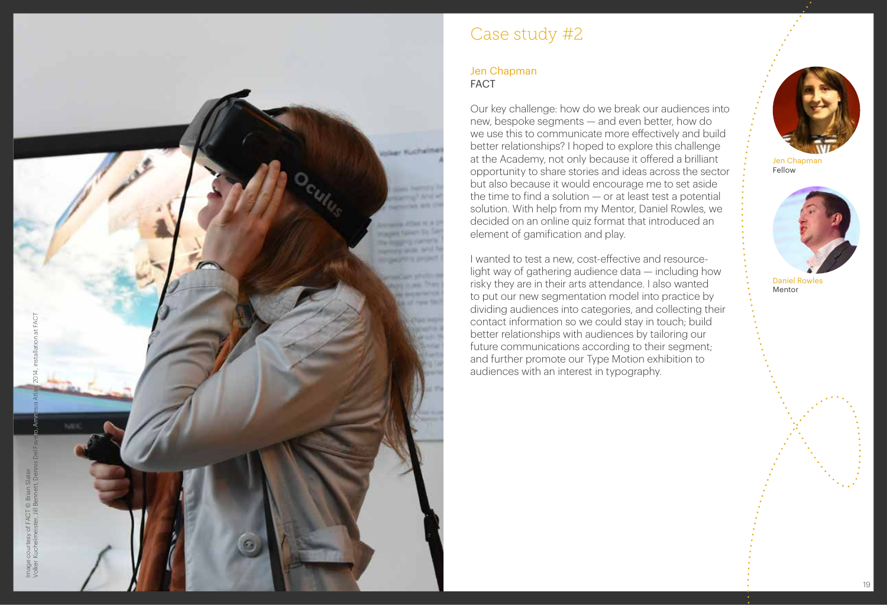# Case study #2

## Jen Chapman
FACT

Our key challenge: how do we break our audiences into new, bespoke segments — and even better, how do we use this to communicate more effectively and build better relationships? I hoped to explore this challenge at the Academy, not only because it offered a brilliant opportunity to share stories and ideas across the sector but also because it would encourage me to set aside the time to find a solution — or at least test a potential solution. With help from my Mentor, Daniel Rowles, we decided on an online quiz format that introduced an element of gamification and play.

I wanted to test a new, cost-effective and resource-light way of gathering audience data — including how risky they are in their arts attendance. I also wanted to put our new segmentation model into practice by dividing audiences into categories, and collecting their contact information so we could stay in touch; build better relationships with audiences by tailoring our future communications according to their segment; and further promote our Type Motion exhibition to audiences with an interest in typography.

Jen Chapman
Fellow

Daniel Rowles
Mentor

Image courtesy of FACT © Brian Slater
Volker Kuchelmeister, Jill Bennett, Dennis Del Favero, Amnesia Atlas 2014, installation at FACT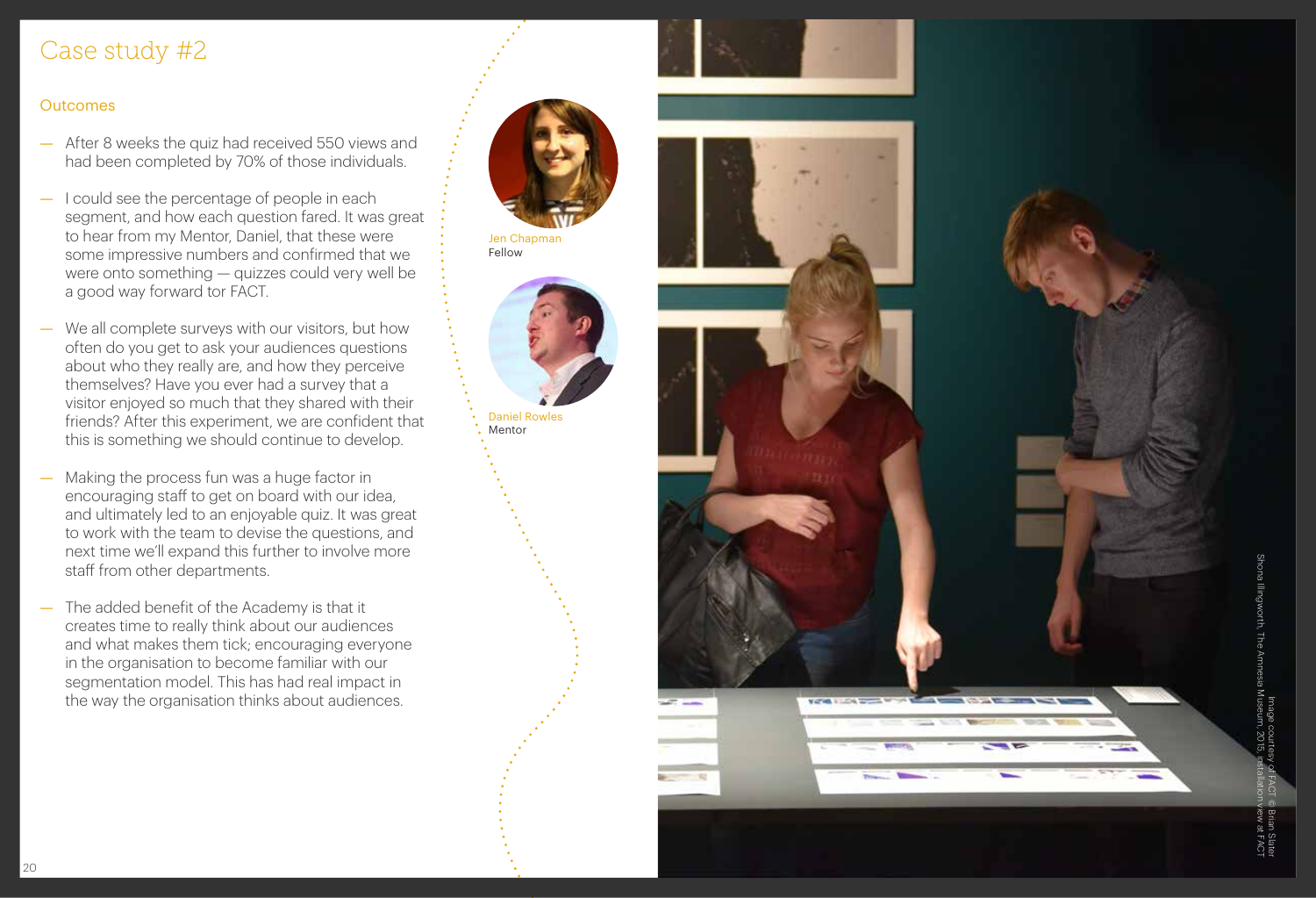# Case study #2

## Outcomes

- After 8 weeks the quiz had received 550 views and had been completed by 70% of those individuals.
- I could see the percentage of people in each segment, and how each question fared. It was great to hear from my Mentor, Daniel, that these were some impressive numbers and confirmed that we were onto something — quizzes could very well be a good way forward tor FACT.
- We all complete surveys with our visitors, but how often do you get to ask your audiences questions about who they really are, and how they perceive themselves? Have you ever had a survey that a visitor enjoyed so much that they shared with their friends? After this experiment, we are confident that this is something we should continue to develop.
- Making the process fun was a huge factor in encouraging staff to get on board with our idea, and ultimately led to an enjoyable quiz. It was great to work with the team to devise the questions, and next time we'll expand this further to involve more staff from other departments.
- The added benefit of the Academy is that it creates time to really think about our audiences and what makes them tick; encouraging everyone in the organisation to become familiar with our segmentation model. This has had real impact in the way the organisation thinks about audiences.

Jen Chapman
Fellow

Daniel Rowles
Mentor

Shona Illingworth, The Amnesia Museum, 2015, installation view at FACT
Image courtesy of FACT © Brian Slater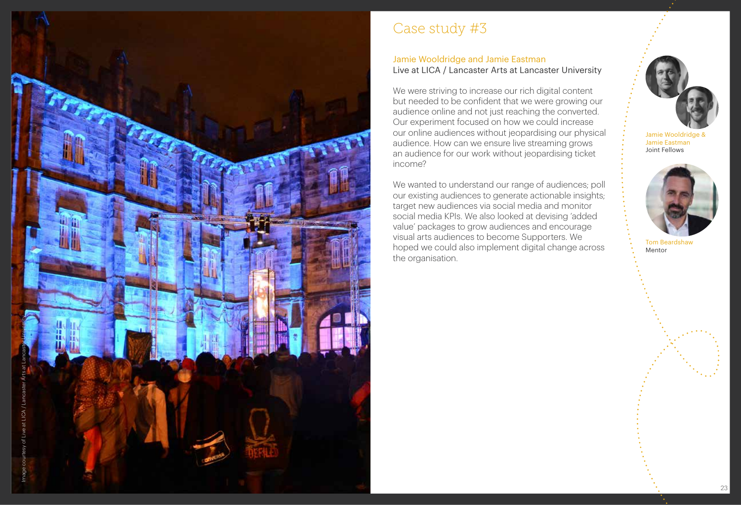Image courtesy of Live at LICA / Lancaster Arts at Lancaster University

# Case study #3

## Jamie Wooldridge and Jamie Eastman

Live at LICA / Lancaster Arts at Lancaster University

We were striving to increase our rich digital content but needed to be confident that we were growing our audience online and not just reaching the converted. Our experiment focused on how we could increase our online audiences without jeopardising our physical audience. How can we ensure live streaming grows an audience for our work without jeopardising ticket income?

We wanted to understand our range of audiences; poll our existing audiences to generate actionable insights; target new audiences via social media and monitor social media KPIs. We also looked at devising 'added value' packages to grow audiences and encourage visual arts audiences to become Supporters. We hoped we could also implement digital change across the organisation.

Jamie Wooldridge & Jamie Eastman
Joint Fellows

Tom Beardshaw
Mentor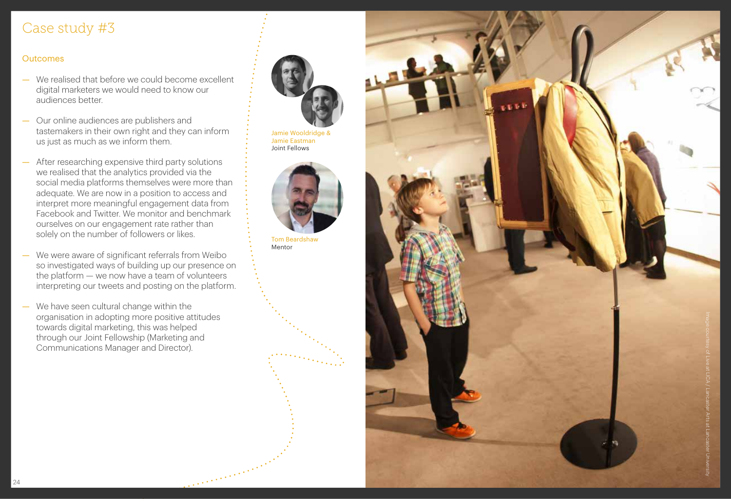# Case study #3

## Outcomes

- We realised that before we could become excellent digital marketers we would need to know our audiences better.
- Our online audiences are publishers and tastemakers in their own right and they can inform us just as much as we inform them.
- After researching expensive third party solutions we realised that the analytics provided via the social media platforms themselves were more than adequate. We are now in a position to access and interpret more meaningful engagement data from Facebook and Twitter. We monitor and benchmark ourselves on our engagement rate rather than solely on the number of followers or likes.
- We were aware of significant referrals from Weibo so investigated ways of building up our presence on the platform — we now have a team of volunteers interpreting our tweets and posting on the platform.
- We have seen cultural change within the organisation in adopting more positive attitudes towards digital marketing, this was helped through our Joint Fellowship (Marketing and Communications Manager and Director).

Jamie Wooldridge & Jamie Eastman
Joint Fellows

Tom Beardshaw
Mentor

Image courtesy of Live at LICA / Lancaster Arts at Lancaster University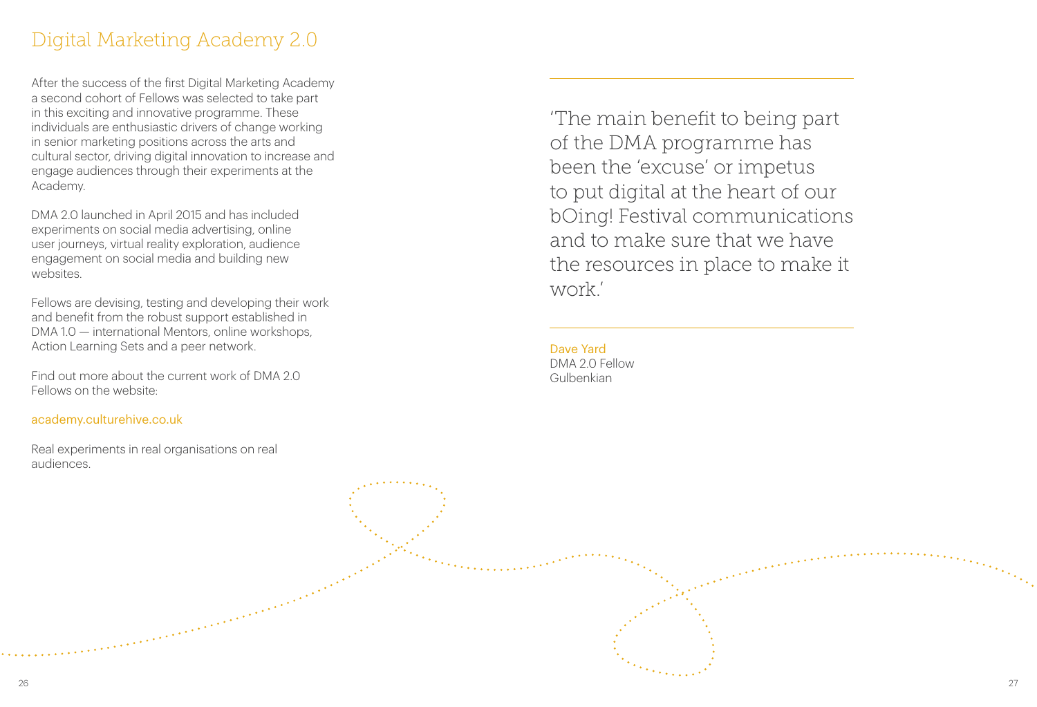# Digital Marketing Academy 2.0

After the success of the first Digital Marketing Academy a second cohort of Fellows was selected to take part in this exciting and innovative programme. These individuals are enthusiastic drivers of change working in senior marketing positions across the arts and cultural sector, driving digital innovation to increase and engage audiences through their experiments at the Academy.

DMA 2.0 launched in April 2015 and has included experiments on social media advertising, online user journeys, virtual reality exploration, audience engagement on social media and building new websites.

Fellows are devising, testing and developing their work and benefit from the robust support established in DMA 1.0 — international Mentors, online workshops, Action Learning Sets and a peer network.

Find out more about the current work of DMA 2.0 Fellows on the website:

academy.culturehive.co.uk

Real experiments in real organisations on real audiences.

> 'The main benefit to being part of the DMA programme has been the 'excuse' or impetus to put digital at the heart of our bOing! Festival communications and to make sure that we have the resources in place to make it work.'

Dave Yard
DMA 2.0 Fellow
Gulbenkian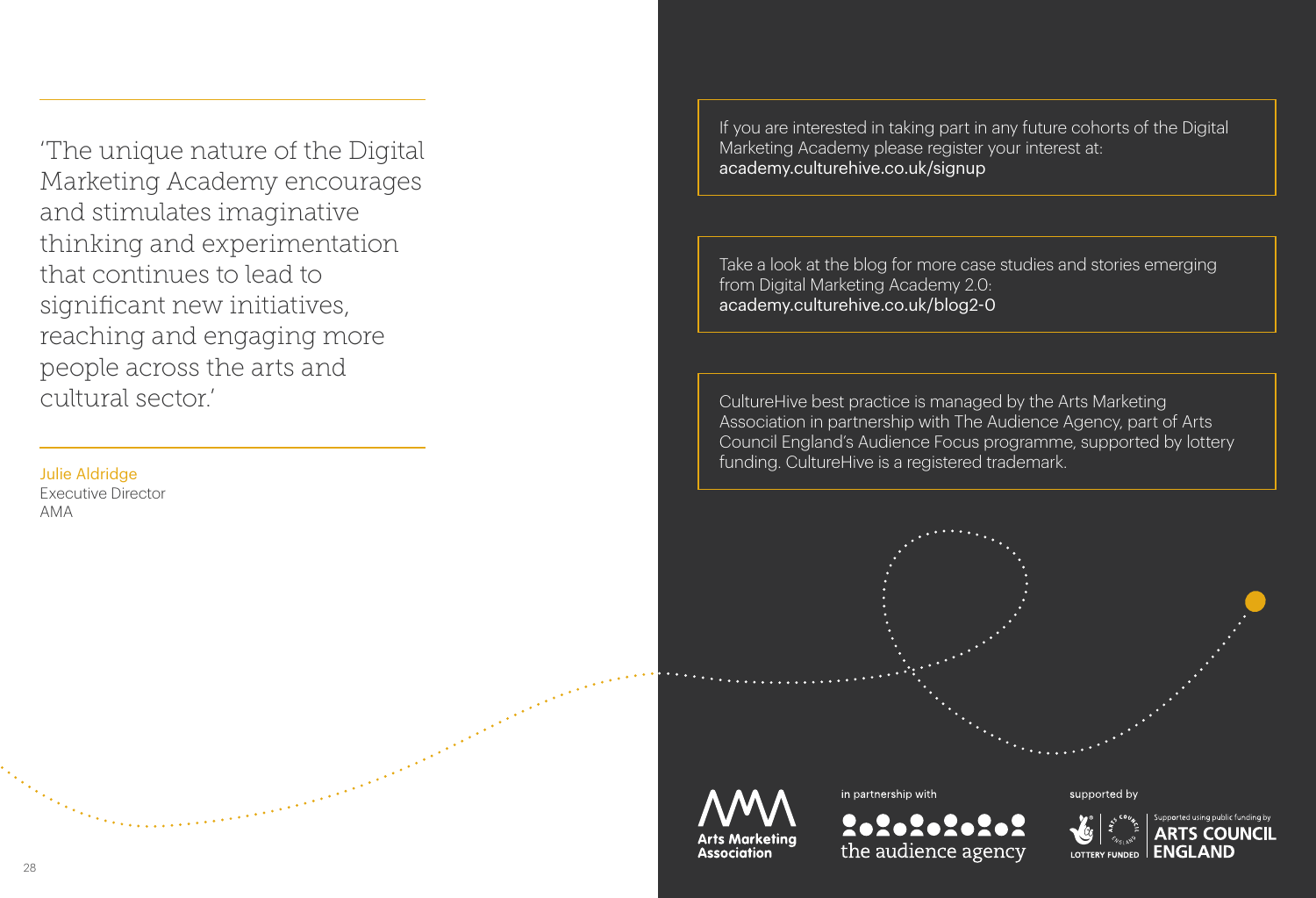> 'The unique nature of the Digital Marketing Academy encourages and stimulates imaginative thinking and experimentation that continues to lead to significant new initiatives, reaching and engaging more people across the arts and cultural sector.'

Julie Aldridge
Executive Director
AMA

If you are interested in taking part in any future cohorts of the Digital Marketing Academy please register your interest at:
academy.culturehive.co.uk/signup

Take a look at the blog for more case studies and stories emerging from Digital Marketing Academy 2.0:
academy.culturehive.co.uk/blog2-0

CultureHive best practice is managed by the Arts Marketing Association in partnership with The Audience Agency, part of Arts Council England's Audience Focus programme, supported by lottery funding. CultureHive is a registered trademark.

Arts Marketing Association

in partnership with

the audience agency

supported by

LOTTERY FUNDED

Supported using public funding by ARTS COUNCIL ENGLAND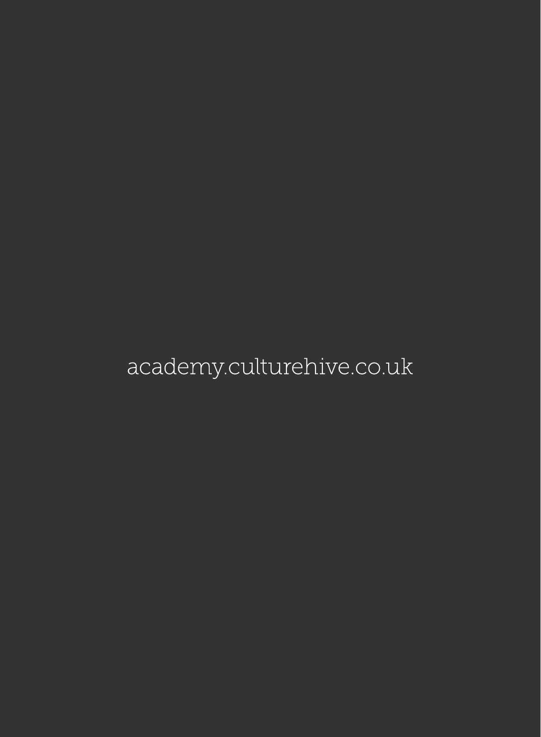academy.culturehive.co.uk